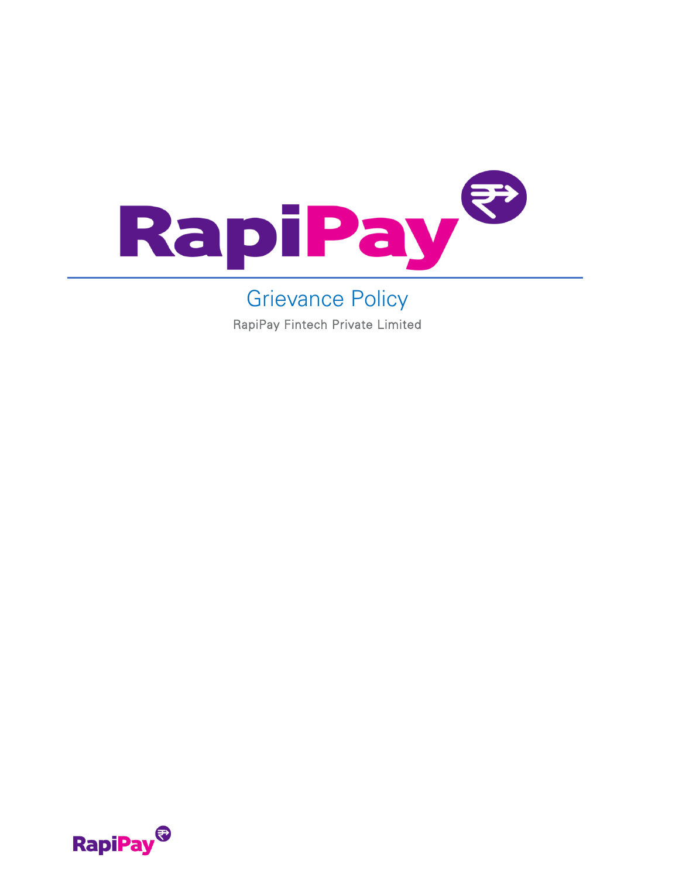# Grievance Policy

RapiPay Fintech Private Limited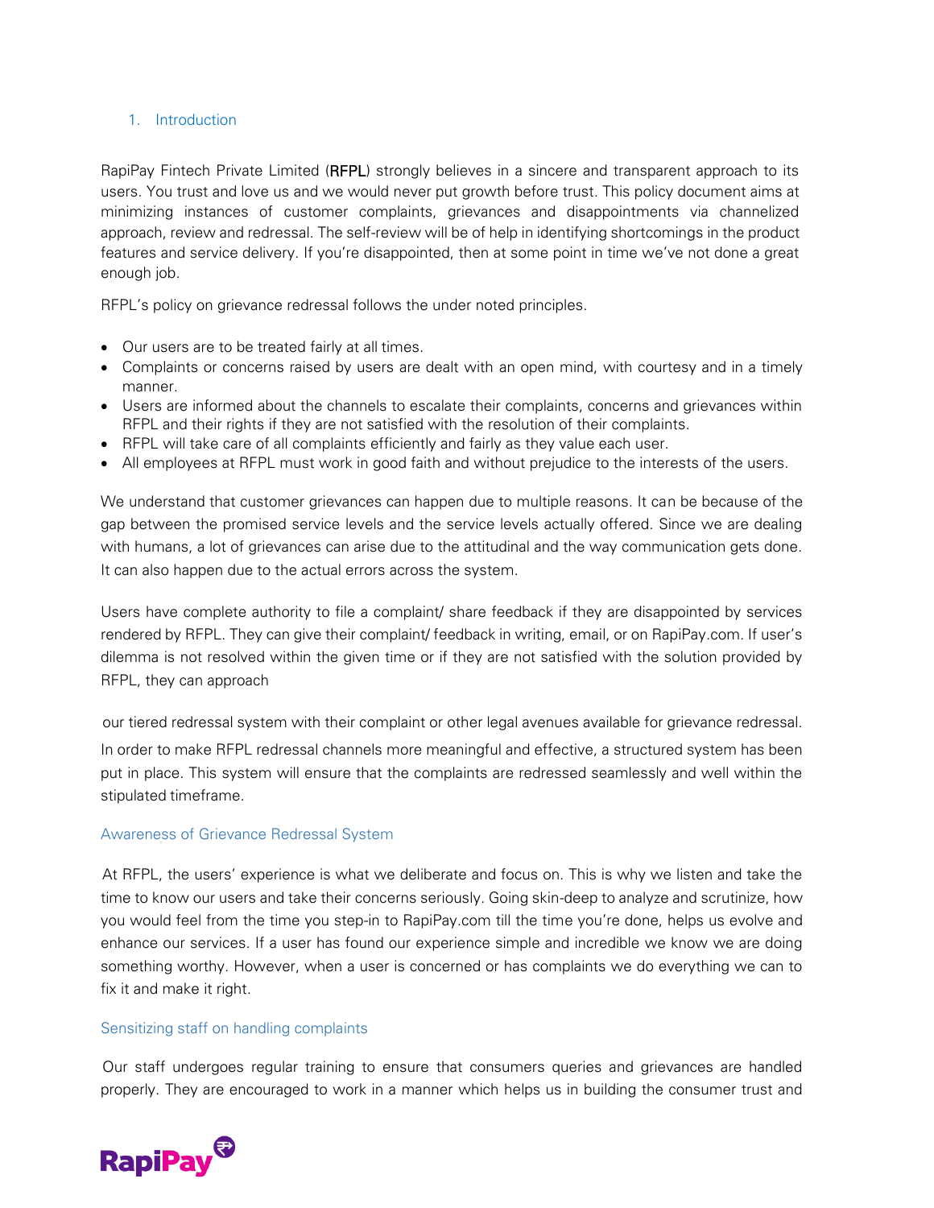## 1. Introduction

RapiPay Fintech Private Limited (**RFPL**) strongly believes in a sincere and transparent approach to its users. You trust and love us and we would never put growth before trust. This policy document aims at minimizing instances of customer complaints, grievances and disappointments via channelized approach, review and redressal. The self-review will be of help in identifying shortcomings in the product features and service delivery. If you're disappointed, then at some point in time we've not done a great enough job.

RFPL's policy on grievance redressal follows the under noted principles.

- Our users are to be treated fairly at all times.
- Complaints or concerns raised by users are dealt with an open mind, with courtesy and in a timely manner.
- Users are informed about the channels to escalate their complaints, concerns and grievances within RFPL and their rights if they are not satisfied with the resolution of their complaints.
- RFPL will take care of all complaints efficiently and fairly as they value each user.
- All employees at RFPL must work in good faith and without prejudice to the interests of the users.

We understand that customer grievances can happen due to multiple reasons. It can be because of the gap between the promised service levels and the service levels actually offered. Since we are dealing with humans, a lot of grievances can arise due to the attitudinal and the way communication gets done. It can also happen due to the actual errors across the system.

Users have complete authority to file a complaint/ share feedback if they are disappointed by services rendered by RFPL. They can give their complaint/ feedback in writing, email, or on RapiPay.com. If user's dilemma is not resolved within the given time or if they are not satisfied with the solution provided by RFPL, they can approach

our tiered redressal system with their complaint or other legal avenues available for grievance redressal. In order to make RFPL redressal channels more meaningful and effective, a structured system has been put in place. This system will ensure that the complaints are redressed seamlessly and well within the stipulated timeframe.

### Awareness of Grievance Redressal System

At RFPL, the users' experience is what we deliberate and focus on. This is why we listen and take the time to know our users and take their concerns seriously. Going skin-deep to analyze and scrutinize, how you would feel from the time you step-in to RapiPay.com till the time you're done, helps us evolve and enhance our services. If a user has found our experience simple and incredible we know we are doing something worthy. However, when a user is concerned or has complaints we do everything we can to fix it and make it right.

### Sensitizing staff on handling complaints

Our staff undergoes regular training to ensure that consumers queries and grievances are handled properly. They are encouraged to work in a manner which helps us in building the consumer trust and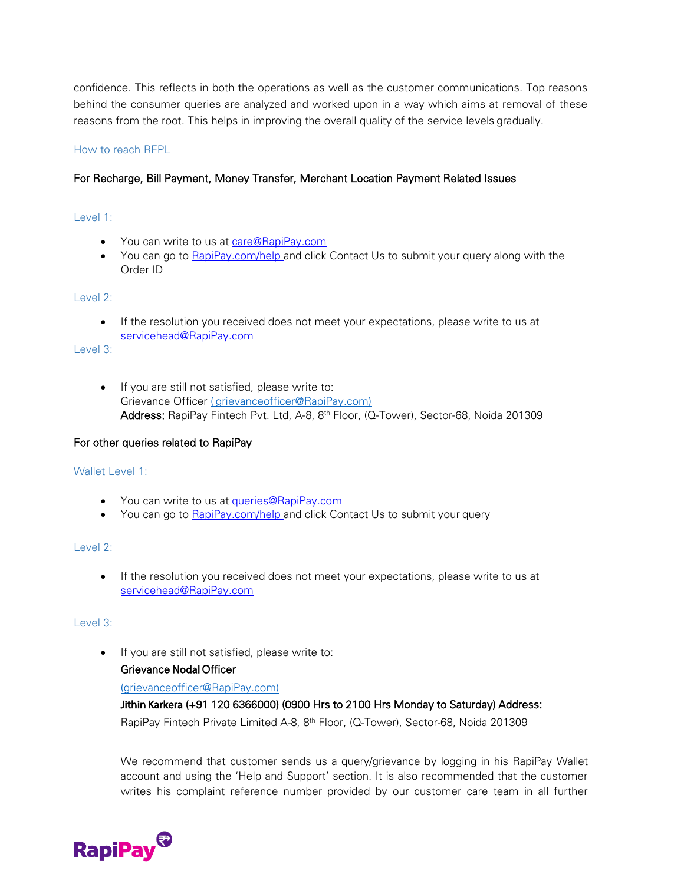confidence. This reflects in both the operations as well as the customer communications. Top reasons behind the consumer queries are analyzed and worked upon in a way which aims at removal of these reasons from the root. This helps in improving the overall quality of the service levels gradually.

## How to reach RFPL

**For Recharge, Bill Payment, Money Transfer, Merchant Location Payment Related Issues**

### Level 1:

- You can write to us at care@RapiPay.com
- You can go to RapiPay.com/help and click Contact Us to submit your query along with the Order ID

### Level 2:

- If the resolution you received does not meet your expectations, please write to us at servicehead@RapiPay.com

### Level 3:

- If you are still not satisfied, please write to:
  Grievance Officer (grievanceofficer@RapiPay.com)
  **Address:** RapiPay Fintech Pvt. Ltd, A-8, 8th Floor, (Q-Tower), Sector-68, Noida 201309

**For other queries related to RapiPay**

### Wallet Level 1:

- You can write to us at queries@RapiPay.com
- You can go to RapiPay.com/help and click Contact Us to submit your query

### Level 2:

- If the resolution you received does not meet your expectations, please write to us at servicehead@RapiPay.com

### Level 3:

- If you are still not satisfied, please write to:

  **Grievance Nodal Officer**

  (grievanceofficer@RapiPay.com)

  **Jithin Karkera (+91 120 6366000) (0900 Hrs to 2100 Hrs Monday to Saturday) Address:**

  RapiPay Fintech Private Limited A-8, 8th Floor, (Q-Tower), Sector-68, Noida 201309

  We recommend that customer sends us a query/grievance by logging in his RapiPay Wallet account and using the 'Help and Support' section. It is also recommended that the customer writes his complaint reference number provided by our customer care team in all further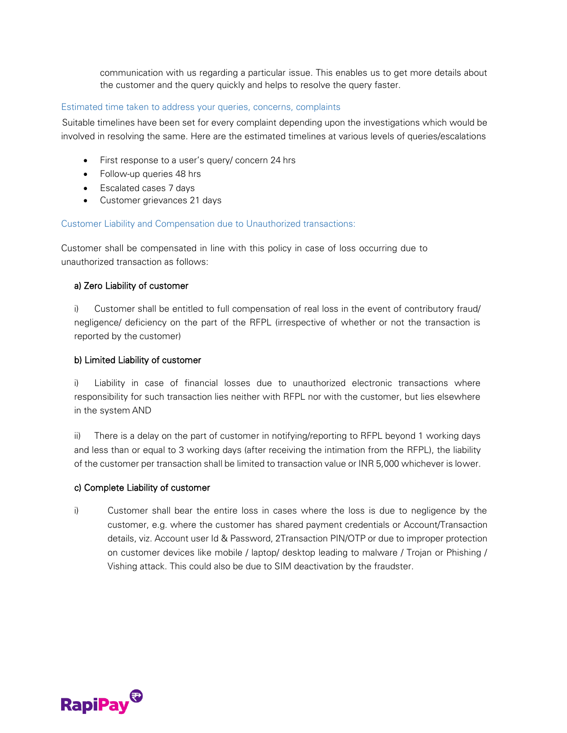communication with us regarding a particular issue. This enables us to get more details about the customer and the query quickly and helps to resolve the query faster.

### Estimated time taken to address your queries, concerns, complaints

Suitable timelines have been set for every complaint depending upon the investigations which would be involved in resolving the same. Here are the estimated timelines at various levels of queries/escalations

- First response to a user's query/ concern 24 hrs
- Follow-up queries 48 hrs
- Escalated cases 7 days
- Customer grievances 21 days

### Customer Liability and Compensation due to Unauthorized transactions:

Customer shall be compensated in line with this policy in case of loss occurring due to unauthorized transaction as follows:

**a) Zero Liability of customer**

i) Customer shall be entitled to full compensation of real loss in the event of contributory fraud/ negligence/ deficiency on the part of the RFPL (irrespective of whether or not the transaction is reported by the customer)

**b) Limited Liability of customer**

i) Liability in case of financial losses due to unauthorized electronic transactions where responsibility for such transaction lies neither with RFPL nor with the customer, but lies elsewhere in the system AND

ii) There is a delay on the part of customer in notifying/reporting to RFPL beyond 1 working days and less than or equal to 3 working days (after receiving the intimation from the RFPL), the liability of the customer per transaction shall be limited to transaction value or INR 5,000 whichever is lower.

**c) Complete Liability of customer**

i) Customer shall bear the entire loss in cases where the loss is due to negligence by the customer, e.g. where the customer has shared payment credentials or Account/Transaction details, viz. Account user Id & Password, 2Transaction PIN/OTP or due to improper protection on customer devices like mobile / laptop/ desktop leading to malware / Trojan or Phishing / Vishing attack. This could also be due to SIM deactivation by the fraudster.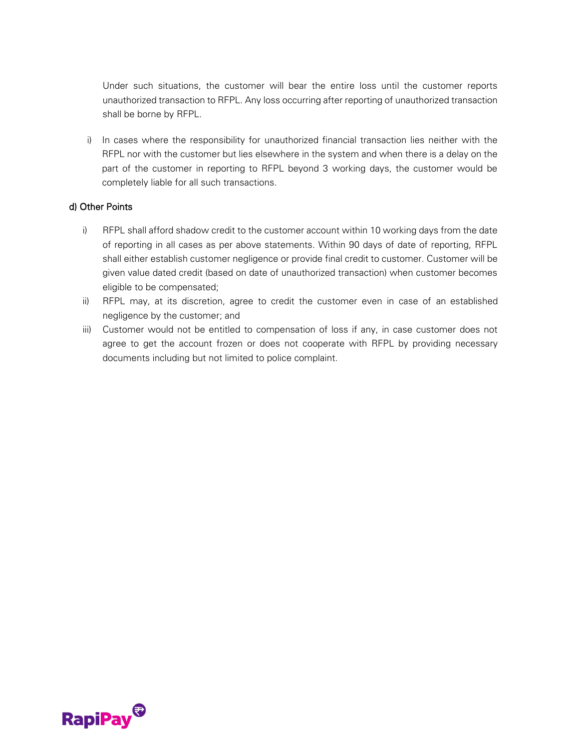Under such situations, the customer will bear the entire loss until the customer reports unauthorized transaction to RFPL. Any loss occurring after reporting of unauthorized transaction shall be borne by RFPL.

i) In cases where the responsibility for unauthorized financial transaction lies neither with the RFPL nor with the customer but lies elsewhere in the system and when there is a delay on the part of the customer in reporting to RFPL beyond 3 working days, the customer would be completely liable for all such transactions.

### d) Other Points

i) RFPL shall afford shadow credit to the customer account within 10 working days from the date of reporting in all cases as per above statements. Within 90 days of date of reporting, RFPL shall either establish customer negligence or provide final credit to customer. Customer will be given value dated credit (based on date of unauthorized transaction) when customer becomes eligible to be compensated;

ii) RFPL may, at its discretion, agree to credit the customer even in case of an established negligence by the customer; and

iii) Customer would not be entitled to compensation of loss if any, in case customer does not agree to get the account frozen or does not cooperate with RFPL by providing necessary documents including but not limited to police complaint.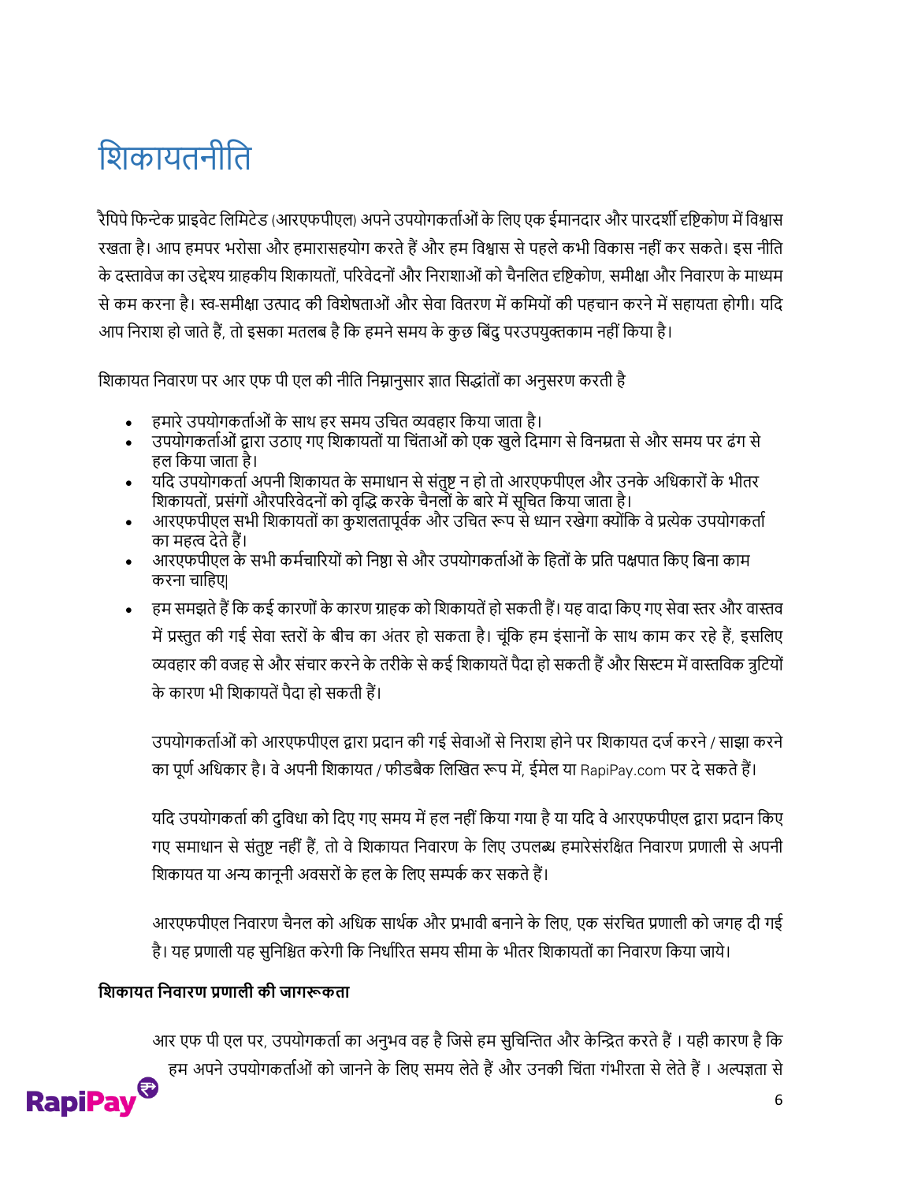# शिकायतनीति

रैपिपे फिन्टेक प्राइवेट लिमिटेड (आरएफपीएल) अपने उपयोगकर्ताओं के लिए एक ईमानदार और पारदर्शी दृष्टिकोण में विश्वास रखता है। आप हमपर भरोसा और हमारासहयोग करते हैं और हम विश्वास से पहले कभी विकास नहीं कर सकते। इस नीति के दस्तावेज का उद्देश्य ग्राहकीय शिकायतों, परिवेदनों और निराशाओं को चैनलित दृष्टिकोण, समीक्षा और निवारण के माध्यम से कम करना है। स्व-समीक्षा उत्पाद की विशेषताओं और सेवा वितरण में कमियों की पहचान करने में सहायता होगी। यदि आप निराश हो जाते हैं, तो इसका मतलब है कि हमने समय के कुछ बिंदु परउपयुक्तकाम नहीं किया है।

शिकायत निवारण पर आर एफ पी एल की नीति निम्नानुसार ज्ञात सिद्धांतों का अनुसरण करती है

- हमारे उपयोगकर्ताओं के साथ हर समय उचित व्यवहार किया जाता है।
- उपयोगकर्ताओं द्वारा उठाए गए शिकायतों या चिंताओं को एक खुले दिमाग से विनम्रता से और समय पर ढंग से हल किया जाता है।
- यदि उपयोगकर्ता अपनी शिकायत के समाधान से संतुष्ट न हो तो आरएफपीएल और उनके अधिकारों के भीतर शिकायतों, प्रसंगों औरपरिवेदनों को वृद्धि करके चैनलों के बारे में सूचित किया जाता है।
- आरएफपीएल सभी शिकायतों का कुशलतापूर्वक और उचित रूप से ध्यान रखेगा क्योंकि वे प्रत्येक उपयोगकर्ता का महत्व देते हैं।
- आरएफपीएल के सभी कर्मचारियों को निष्ठा से और उपयोगकर्ताओं के हितों के प्रति पक्षपात किए बिना काम करना चाहिए|
- हम समझते हैं कि कई कारणों के कारण ग्राहक को शिकायतें हो सकती हैं। यह वादा किए गए सेवा स्तर और वास्तव में प्रस्तुत की गई सेवा स्तरों के बीच का अंतर हो सकता है। चूंकि हम इंसानों के साथ काम कर रहे हैं, इसलिए व्यवहार की वजह से और संचार करने के तरीके से कई शिकायतें पैदा हो सकती हैं और सिस्टम में वास्तविक त्रुटियों के कारण भी शिकायतें पैदा हो सकती हैं।

  उपयोगकर्ताओं को आरएफपीएल द्वारा प्रदान की गई सेवाओं से निराश होने पर शिकायत दर्ज करने / साझा करने का पूर्ण अधिकार है। वे अपनी शिकायत / फीडबैक लिखित रूप में, ईमेल या RapiPay.com पर दे सकते हैं।

  यदि उपयोगकर्ता की दुविधा को दिए गए समय में हल नहीं किया गया है या यदि वे आरएफपीएल द्वारा प्रदान किए गए समाधान से संतुष्ट नहीं हैं, तो वे शिकायत निवारण के लिए उपलब्ध हमारेसंरक्षित निवारण प्रणाली से अपनी शिकायत या अन्य कानूनी अवसरों के हल के लिए सम्पर्क कर सकते हैं।

  आरएफपीएल निवारण चैनल को अधिक सार्थक और प्रभावी बनाने के लिए, एक संरचित प्रणाली को जगह दी गई है। यह प्रणाली यह सुनिश्चित करेगी कि निर्धारित समय सीमा के भीतर शिकायतों का निवारण किया जाये।

**शिकायत निवारण प्रणाली की जागरूकता**

आर एफ पी एल पर, उपयोगकर्ता का अनुभव वह है जिसे हम सुचिन्तित और केन्द्रित करते हैं । यही कारण है कि हम अपने उपयोगकर्ताओं को जानने के लिए समय लेते हैं और उनकी चिंता गंभीरता से लेते हैं । अल्पज्ञता से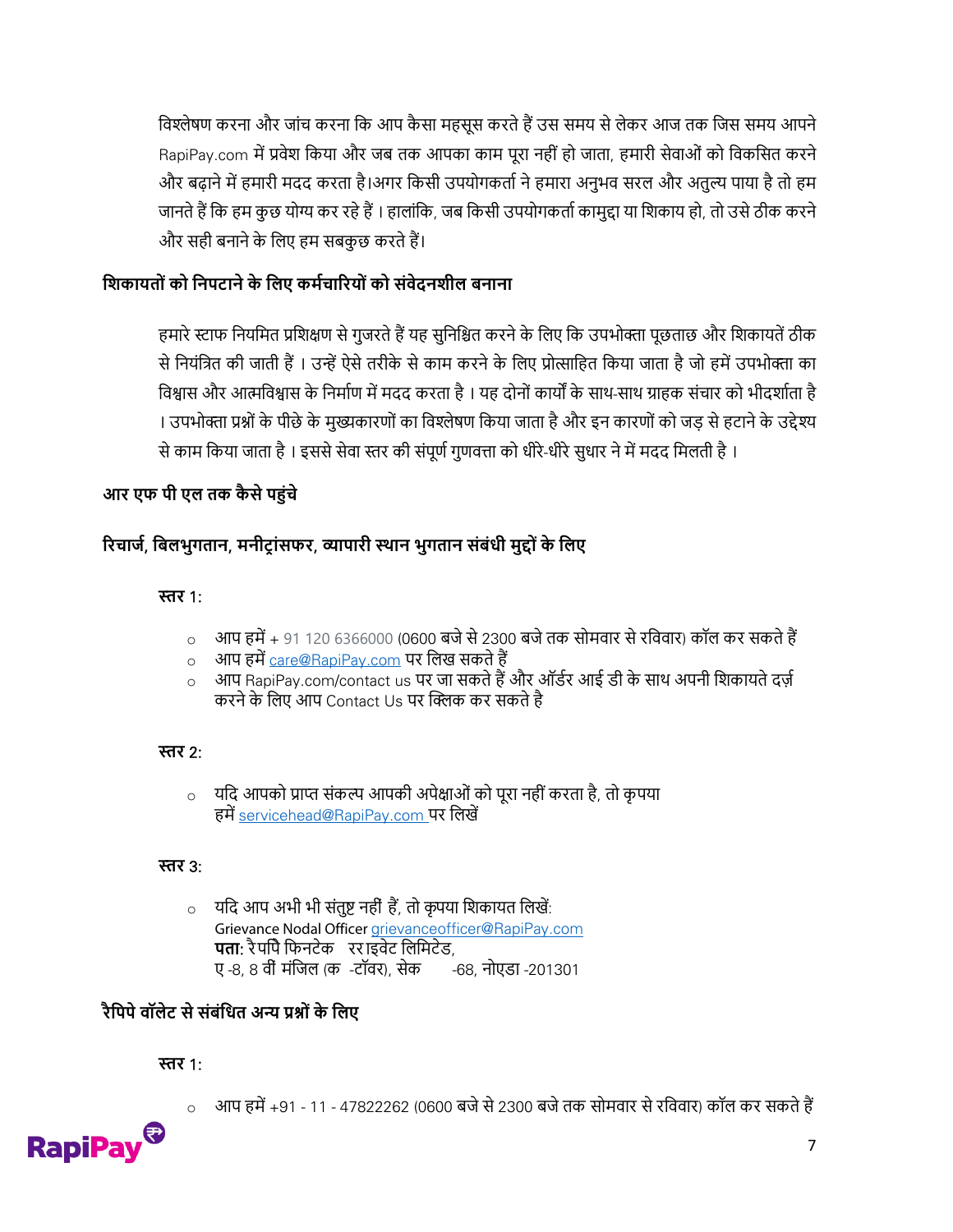विश्लेषण करना और जांच करना कि आप कैसा महसूस करते हैं उस समय से लेकर आज तक जिस समय आपने RapiPay.com में प्रवेश किया और जब तक आपका काम पूरा नहीं हो जाता, हमारी सेवाओं को विकसित करने और बढ़ाने में हमारी मदद करता है।अगर किसी उपयोगकर्ता ने हमारा अनुभव सरल और अतुल्य पाया है तो हम जानते हैं कि हम कुछ योग्य कर रहे हैं । हालांकि, जब किसी उपयोगकर्ता कामुद्दा या शिकाय हो, तो उसे ठीक करने और सही बनाने के लिए हम सबकुछ करते हैं।

## शिकायतों को निपटाने के लिए कर्मचारियों को संवेदनशील बनाना

हमारे स्टाफ नियमित प्रशिक्षण से गुजरते हैं यह सुनिश्चित करने के लिए कि उपभोक्ता पूछताछ और शिकायतें ठीक से नियंत्रित की जाती हैं । उन्हें ऐसे तरीके से काम करने के लिए प्रोत्साहित किया जाता है जो हमें उपभोक्ता का विश्वास और आत्मविश्वास के निर्माण में मदद करता है । यह दोनों कार्यों के साथ-साथ ग्राहक संचार को भीदर्शाता है । उपभोक्ता प्रश्नों के पीछे के मुख्यकारणों का विश्लेषण किया जाता है और इन कारणों को जड़ से हटाने के उद्देश्य से काम किया जाता है । इससे सेवा स्तर की संपूर्ण गुणवत्ता को धीरे-धीरे सुधार ने में मदद मिलती है ।

## आर एफ पी एल तक कैसे पहुंचे

## रिचार्ज, बिलभुगतान, मनीट्रांसफर, व्यापारी स्थान भुगतान संबंधी मुद्दों के लिए

**स्तर** 1:

- आप हमें + 91 120 6366000 (0600 बजे से 2300 बजे तक सोमवार से रविवार) कॉल कर सकते हैं
- आप हमें care@RapiPay.com पर लिख सकते हैं
- आप RapiPay.com/contact us पर जा सकते हैं और ऑर्डर आई डी के साथ अपनी शिकायते दर्ज़ करने के लिए आप Contact Us पर क्लिक कर सकते है

**स्तर** 2:

- यदि आपको प्राप्त संकल्प आपकी अपेक्षाओं को पूरा नहीं करता है, तो कृपया हमें servicehead@RapiPay.com पर लिखें

**स्तर** 3:

- यदि आप अभी भी संतुष्ट नहीं हैं, तो कृपया शिकायत लिखें:
  Grievance Nodal Officer grievanceofficer@RapiPay.com
  **पता**: रैपपि फिनटेक   रराइवेट लिमिटेड,
  ए -8, 8 वीं मंजिल (क  -टॉवर), सेक      -68, नोएडा -201301

## रैपिपे वॉलेट से संबंधित अन्य प्रश्नों के लिए

**स्तर** 1:

- आप हमें +91 - 11 - 47822262 (0600 बजे से 2300 बजे तक सोमवार से रविवार) कॉल कर सकते हैं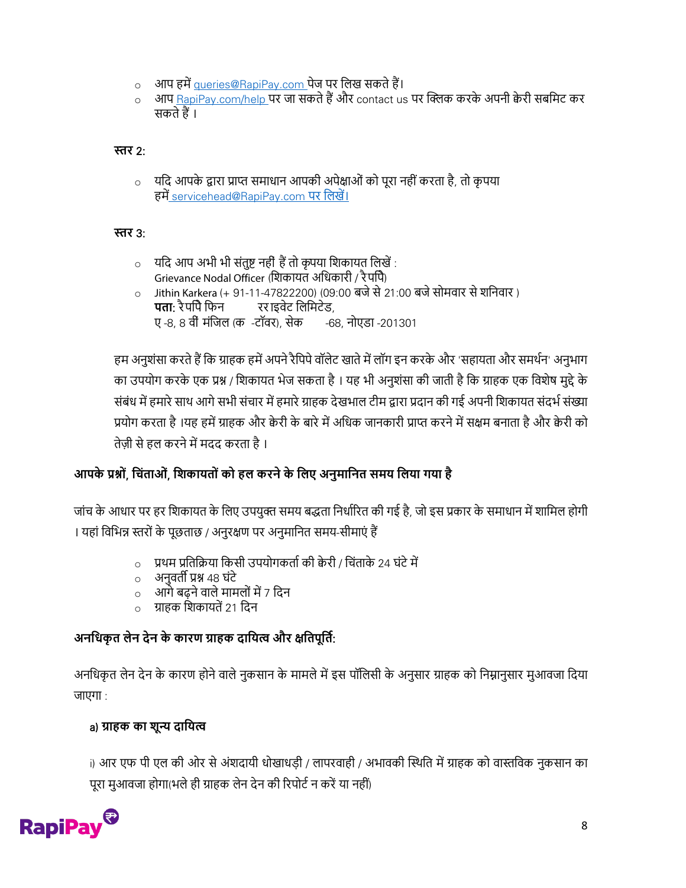- आप हमें queries@RapiPay.com पेज पर लिख सकते हैं।
- आप RapiPay.com/help पर जा सकते हैं और contact us पर क्लिक करके अपनी क्वेरी सबमिट कर सकते हैं ।

**स्तर 2:**

- यदि आपके द्वारा प्राप्त समाधान आपकी अपेक्षाओं को पूरा नहीं करता है, तो कृपया हमें servicehead@RapiPay.com पर लिखें।

**स्तर 3:**

- यदि आप अभी भी संतुष्ट नहीं हैं तो कृपया शिकायत लिखें : Grievance Nodal Officer (शिकायत अधिकारी / रैपपि)
- Jithin Karkera (+ 91-11-47822200) (09:00 बजे से 21:00 बजे सोमवार से शनिवार )
  **पता:** रैपपि फिन रराइवेट लिमिटेड,
  ए -8, 8 वीं मंजिल (क -टॉवर), सेक -68, नोएडा -201301

हम अनुशंसा करते हैं कि ग्राहक हमें अपने रैपिपे वॉलेट खाते में लॉग इन करके और 'सहायता और समर्थन' अनुभाग का उपयोग करके एक प्रश्न / शिकायत भेज सकता है । यह भी अनुशंसा की जाती है कि ग्राहक एक विशेष मुद्दे के संबंध में हमारे साथ आगे सभी संचार में हमारे ग्राहक देखभाल टीम द्वारा प्रदान की गई अपनी शिकायत संदर्भ संख्या प्रयोग करता है ।यह हमें ग्राहक और क्वेरी के बारे में अधिक जानकारी प्राप्त करने में सक्षम बनाता है और क्वेरी को तेज़ी से हल करने में मदद करता है ।

## आपके प्रश्नों, चिंताओं, शिकायतों को हल करने के लिए अनुमानित समय लिया गया है

जांच के आधार पर हर शिकायत के लिए उपयुक्त समय बद्धता निर्धारित की गई है, जो इस प्रकार के समाधान में शामिल होगी । यहां विभिन्न स्तरों के पूछताछ / अनुरक्षण पर अनुमानित समय-सीमाएं हैं

- प्रथम प्रतिक्रिया किसी उपयोगकर्ता की क्वेरी / चिंताके 24 घंटे में
- अनुवर्ती प्रश्न 48 घंटे
- आगे बढ़ने वाले मामलों में 7 दिन
- ग्राहक शिकायतें 21 दिन

## अनधिकृत लेन देन के कारण ग्राहक दायित्व और क्षतिपूर्ति:

अनधिकृत लेन देन के कारण होने वाले नुकसान के मामले में इस पॉलिसी के अनुसार ग्राहक को निम्नानुसार मुआवजा दिया जाएगा :

### a) ग्राहक का शून्य दायित्व

i) आर एफ पी एल की ओर से अंशदायी धोखाधड़ी / लापरवाही / अभावकी स्थिति में ग्राहक को वास्तविक नुकसान का पूरा मुआवजा होगा(भले ही ग्राहक लेन देन की रिपोर्ट न करें या नहीं)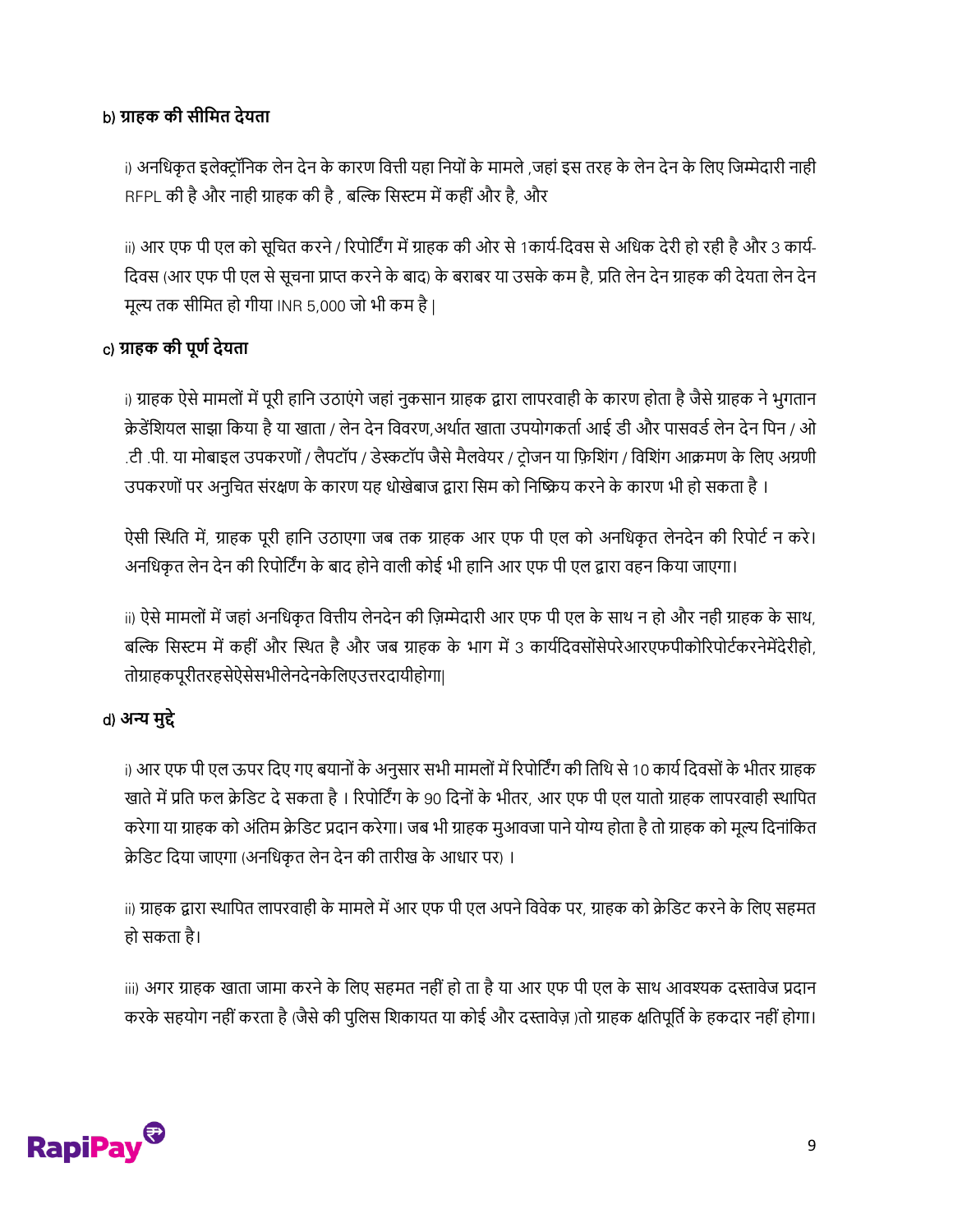**b) ग्राहक की सीमित देयता**

i) अनधिकृत इलेक्ट्रॉनिक लेन देन के कारण वित्ती यहा नियों के मामले ,जहां इस तरह के लेन देन के लिए जिम्मेदारी नाही RFPL की है और नाही ग्राहक की है , बल्कि सिस्टम में कहीं और है, और

ii) आर एफ पी एल को सूचित करने / रिपोर्टिंग में ग्राहक की ओर से 1कार्य-दिवस से अधिक देरी हो रही है और 3 कार्य-दिवस (आर एफ पी एल से सूचना प्राप्त करने के बाद) के बराबर या उसके कम है, प्रति लेन देन ग्राहक की देयता लेन देन मूल्य तक सीमित हो गीया INR 5,000 जो भी कम है |

**c) ग्राहक की पूर्ण देयता**

i) ग्राहक ऐसे मामलों में पूरी हानि उठाएंगे जहां नुकसान ग्राहक द्वारा लापरवाही के कारण होता है जैसे ग्राहक ने भुगतान क्रेडेंशियल साझा किया है या खाता / लेन देन विवरण,अर्थात खाता उपयोगकर्ता आई डी और पासवर्ड लेन देन पिन / ओ .टी .पी. या मोबाइल उपकरणों / लैपटॉप / डेस्कटॉप जैसे मैलवेयर / ट्रोजन या फ़िशिंग / विशिंग आक्रमण के लिए अग्रणी उपकरणों पर अनुचित संरक्षण के कारण यह धोखेबाज द्वारा सिम को निष्क्रिय करने के कारण भी हो सकता है ।

ऐसी स्थिति में, ग्राहक पूरी हानि उठाएगा जब तक ग्राहक आर एफ पी एल को अनधिकृत लेनदेन की रिपोर्ट न करे। अनधिकृत लेन देन की रिपोर्टिंग के बाद होने वाली कोई भी हानि आर एफ पी एल द्वारा वहन किया जाएगा।

ii) ऐसे मामलों में जहां अनधिकृत वित्तीय लेनदेन की ज़िम्मेदारी आर एफ पी एल के साथ न हो और नही ग्राहक के साथ, बल्कि सिस्टम में कहीं और स्थित है और जब ग्राहक के भाग में 3 कार्यदिवसोंसेपरेआरएफपीकोरिपोर्टकरनेमेंदेरीहो, तोग्राहकपूरीतरहसेऐसेसभीलेनदेनकेलिएउत्तरदायीहोगा|

**d) अन्य मुद्दे**

i) आर एफ पी एल ऊपर दिए गए बयानों के अनुसार सभी मामलों में रिपोर्टिंग की तिथि से 10 कार्य दिवसों के भीतर ग्राहक खाते में प्रति फल क्रेडिट दे सकता है । रिपोर्टिंग के 90 दिनों के भीतर, आर एफ पी एल यातो ग्राहक लापरवाही स्थापित करेगा या ग्राहक को अंतिम क्रेडिट प्रदान करेगा। जब भी ग्राहक मुआवजा पाने योग्य होता है तो ग्राहक को मूल्य दिनांकित क्रेडिट दिया जाएगा (अनधिकृत लेन देन की तारीख के आधार पर) ।

ii) ग्राहक द्वारा स्थापित लापरवाही के मामले में आर एफ पी एल अपने विवेक पर, ग्राहक को क्रेडिट करने के लिए सहमत हो सकता है।

iii) अगर ग्राहक खाता जामा करने के लिए सहमत नहीं हो ता है या आर एफ पी एल के साथ आवश्यक दस्तावेज प्रदान करके सहयोग नहीं करता है (जैसे की पुलिस शिकायत या कोई और दस्तावेज़ )तो ग्राहक क्षतिपूर्ति के हकदार नहीं होगा।